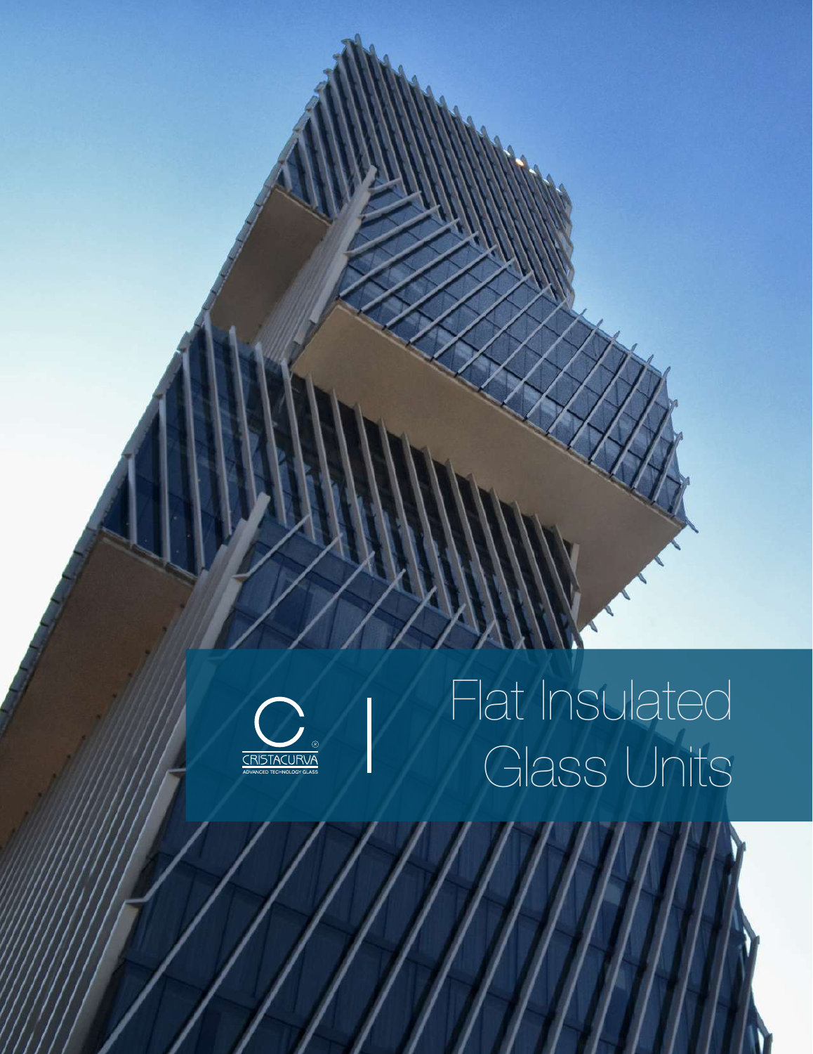CRISTACURVA®
ADVANCED TECHNOLOGY GLASS

# Flat Insulated Glass Units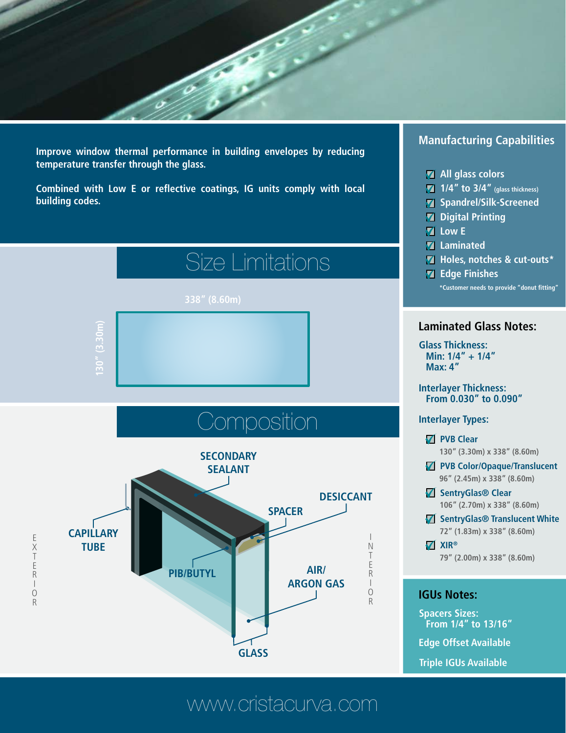**Improve window thermal performance in building envelopes by reducing temperature transfer through the glass.**

**Combined with Low E or reflective coatings, IG units comply with local building codes.**

## Size Limitations

338" (8.60m)

130" (3.30m)

## Composition

SECONDARY SEALANT

DESICCANT

SPACER

CAPILLARY TUBE

PIB/BUTYL

AIR/ ARGON GAS

GLASS

EXTERIOR

INTERIOR

## Manufacturing Capabilities

- ☑ All glass colors
- ☑ 1/4" to 3/4" (glass thickness)
- ☑ Spandrel/Silk-Screened
- ☑ Digital Printing
- ☑ Low E
- ☑ Laminated
- ☑ Holes, notches & cut-outs*
- ☑ Edge Finishes

*Customer needs to provide "donut fitting"

## Laminated Glass Notes:

**Glass Thickness:**
Min: 1/4" + 1/4"
Max: 4"

**Interlayer Thickness:**
From 0.030" to 0.090"

**Interlayer Types:**

- ☑ **PVB Clear**
  130" (3.30m) x 338" (8.60m)
- ☑ **PVB Color/Opaque/Translucent**
  96" (2.45m) x 338" (8.60m)
- ☑ **SentryGlas® Clear**
  106" (2.70m) x 338" (8.60m)
- ☑ **SentryGlas® Translucent White**
  72" (1.83m) x 338" (8.60m)
- ☑ **XIR®**
  79" (2.00m) x 338" (8.60m)

## IGUs Notes:

**Spacers Sizes:**
From 1/4" to 13/16"

**Edge Offset Available**

**Triple IGUs Available**

www.cristacurva.com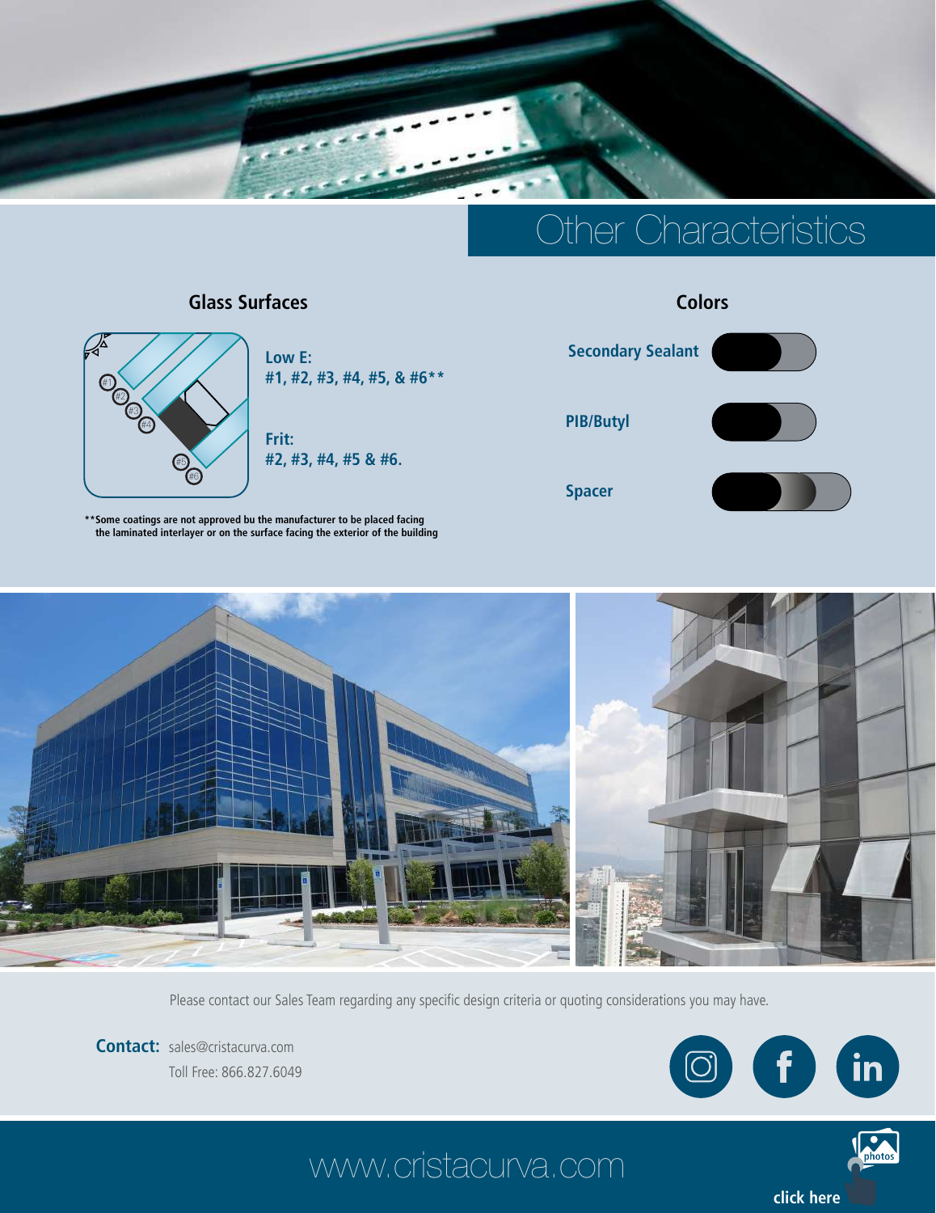# Other Characteristics

## Glass Surfaces

#1
#2
#3
#4
#5
#6

**Low E:**
**#1, #2, #3, #4, #5, & #6****

**Frit:**
**#2, #3, #4, #5 & #6.**

****Some coatings are not approved bu the manufacturer to be placed facing the laminated interlayer or on the surface facing the exterior of the building**

## Colors

**Secondary Sealant**

**PIB/Butyl**

**Spacer**

Please contact our Sales Team regarding any specific design criteria or quoting considerations you may have.

**Contact:** sales@cristacurva.com
Toll Free: 866.827.6049

www.cristacurva.com

photos
**click here**